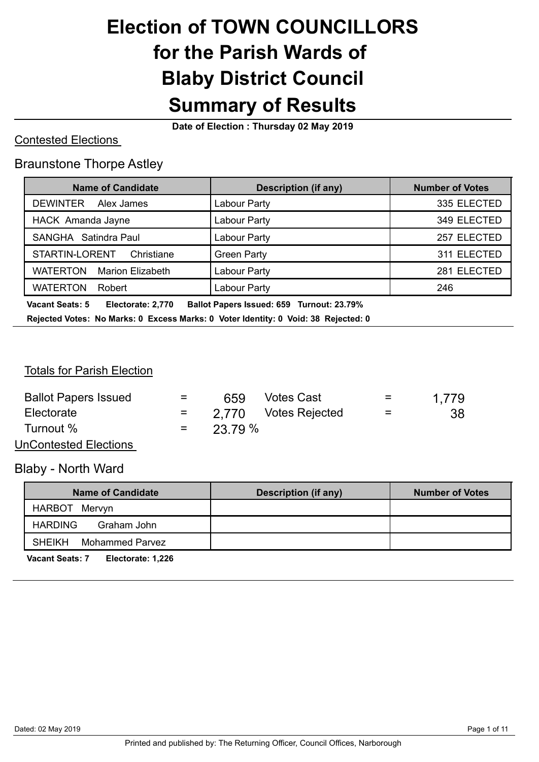# Election of TOWN COUNCILLORS for the Parish Wards of Blaby District Council Summary of Results

**Date of Election : Thursday 02 May 2019**

Contested Elections

## Braunstone Thorpe Astley

| Name of Candidate | Description (if any) | Number of Votes |
|---|---|---|
| DEWINTER Alex James | Labour Party | 335 ELECTED |
| HACK Amanda Jayne | Labour Party | 349 ELECTED |
| SANGHA Satindra Paul | Labour Party | 257 ELECTED |
| STARTIN-LORENT Christiane | Green Party | 311 ELECTED |
| WATERTON Marion Elizabeth | Labour Party | 281 ELECTED |
| WATERTON Robert | Labour Party | 246 |

**Vacant Seats: 5 Electorate: 2,770 Ballot Papers Issued: 659 Turnout: 23.79%**

**Rejected Votes: No Marks: 0 Excess Marks: 0 Voter Identity: 0 Void: 38 Rejected: 0**

Totals for Parish Election

| | | | | | |
|---|---|---|---|---|---|
| Ballot Papers Issued | = | 659 | Votes Cast | = | 1,779 |
| Electorate | = | 2,770 | Votes Rejected | = | 38 |
| Turnout % | = | 23.79 % | | | |

UnContested Elections

## Blaby - North Ward

| Name of Candidate | Description (if any) | Number of Votes |
|---|---|---|
| HARBOT Mervyn | | |
| HARDING Graham John | | |
| SHEIKH Mohammed Parvez | | |

**Vacant Seats: 7 Electorate: 1,226**

Dated: 02 May 2019

Printed and published by: The Returning Officer, Council Offices, Narborough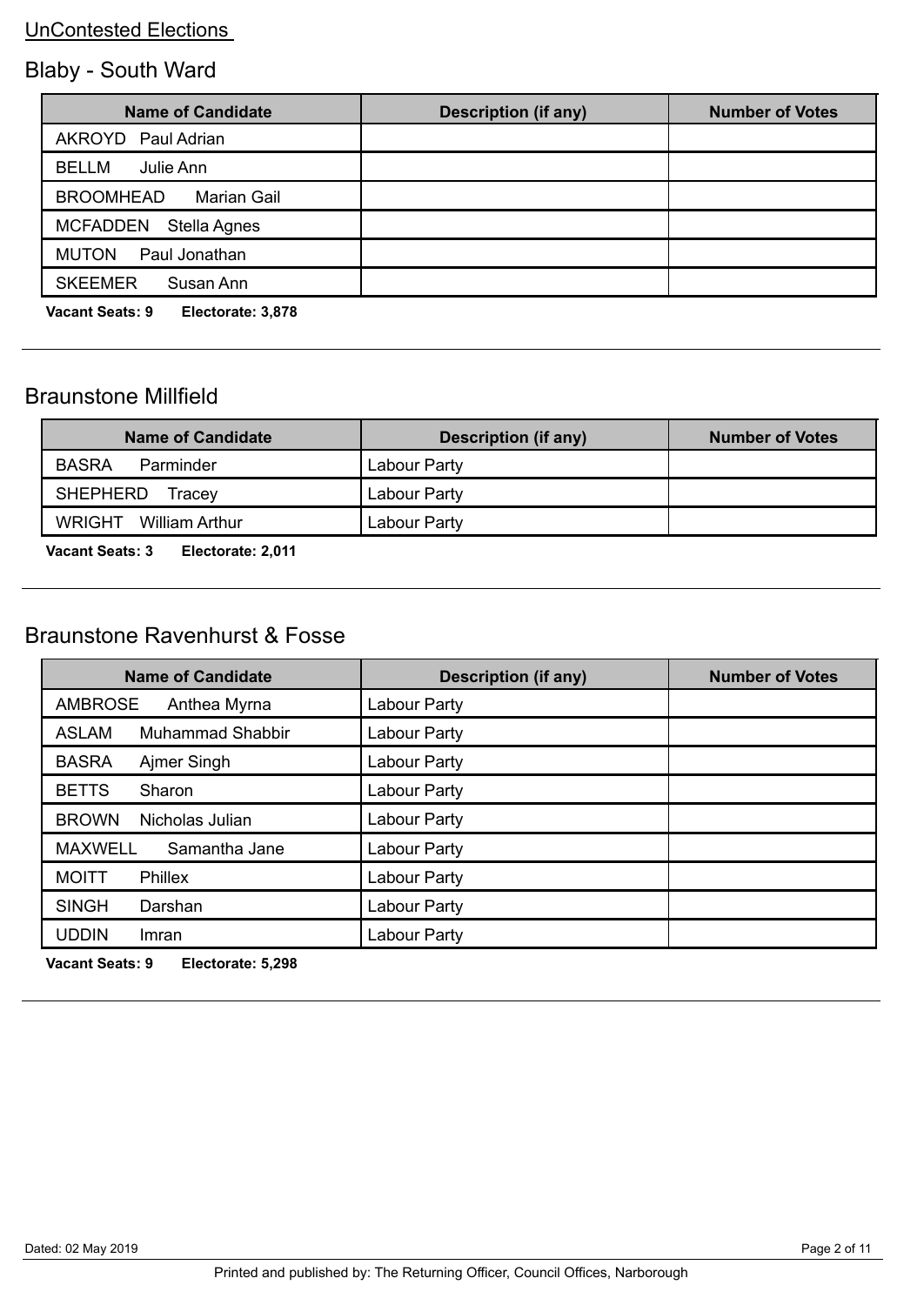<u>UnContested Elections</u>

## Blaby - South Ward

| Name of Candidate | Description (if any) | Number of Votes |
| --- | --- | --- |
| AKROYD Paul Adrian | | |
| BELLM Julie Ann | | |
| BROOMHEAD Marian Gail | | |
| MCFADDEN Stella Agnes | | |
| MUTON Paul Jonathan | | |
| SKEEMER Susan Ann | | |

**Vacant Seats: 9 Electorate: 3,878**

## Braunstone Millfield

| Name of Candidate | Description (if any) | Number of Votes |
| --- | --- | --- |
| BASRA Parminder | Labour Party | |
| SHEPHERD Tracey | Labour Party | |
| WRIGHT William Arthur | Labour Party | |

**Vacant Seats: 3 Electorate: 2,011**

## Braunstone Ravenhurst & Fosse

| Name of Candidate | Description (if any) | Number of Votes |
| --- | --- | --- |
| AMBROSE Anthea Myrna | Labour Party | |
| ASLAM Muhammad Shabbir | Labour Party | |
| BASRA Ajmer Singh | Labour Party | |
| BETTS Sharon | Labour Party | |
| BROWN Nicholas Julian | Labour Party | |
| MAXWELL Samantha Jane | Labour Party | |
| MOITT Phillex | Labour Party | |
| SINGH Darshan | Labour Party | |
| UDDIN Imran | Labour Party | |

**Vacant Seats: 9 Electorate: 5,298**

Dated: 02 May 2019

Printed and published by: The Returning Officer, Council Offices, Narborough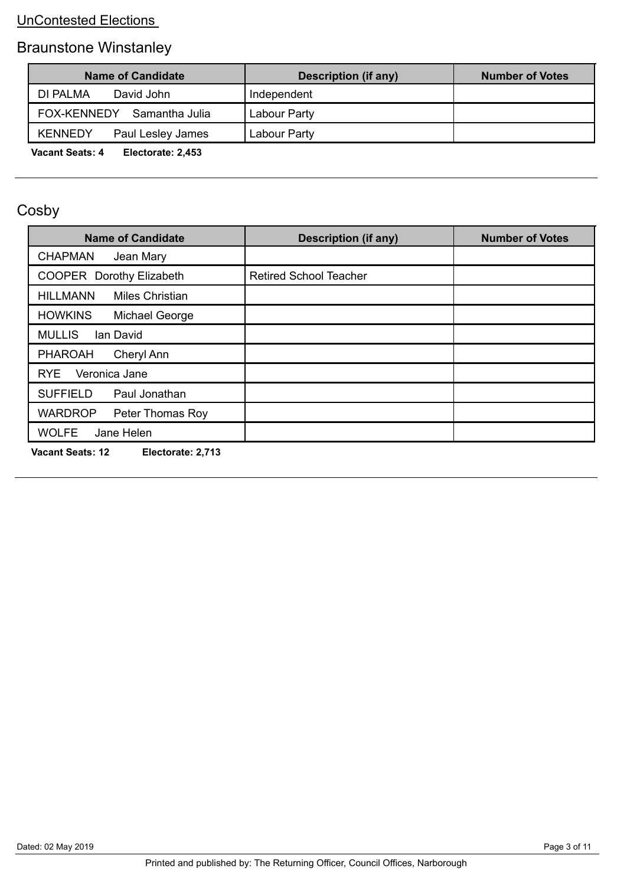UnContested Elections

## Braunstone Winstanley

| Name of Candidate | Description (if any) | Number of Votes |
|---|---|---|
| DI PALMA David John | Independent | |
| FOX-KENNEDY Samantha Julia | Labour Party | |
| KENNEDY Paul Lesley James | Labour Party | |

**Vacant Seats: 4** **Electorate: 2,453**

---

## Cosby

| Name of Candidate | Description (if any) | Number of Votes |
|---|---|---|
| CHAPMAN Jean Mary | | |
| COOPER Dorothy Elizabeth | Retired School Teacher | |
| HILLMANN Miles Christian | | |
| HOWKINS Michael George | | |
| MULLIS Ian David | | |
| PHAROAH Cheryl Ann | | |
| RYE Veronica Jane | | |
| SUFFIELD Paul Jonathan | | |
| WARDROP Peter Thomas Roy | | |
| WOLFE Jane Helen | | |

**Vacant Seats: 12** **Electorate: 2,713**

---

Dated: 02 May 2019

Printed and published by: The Returning Officer, Council Offices, Narborough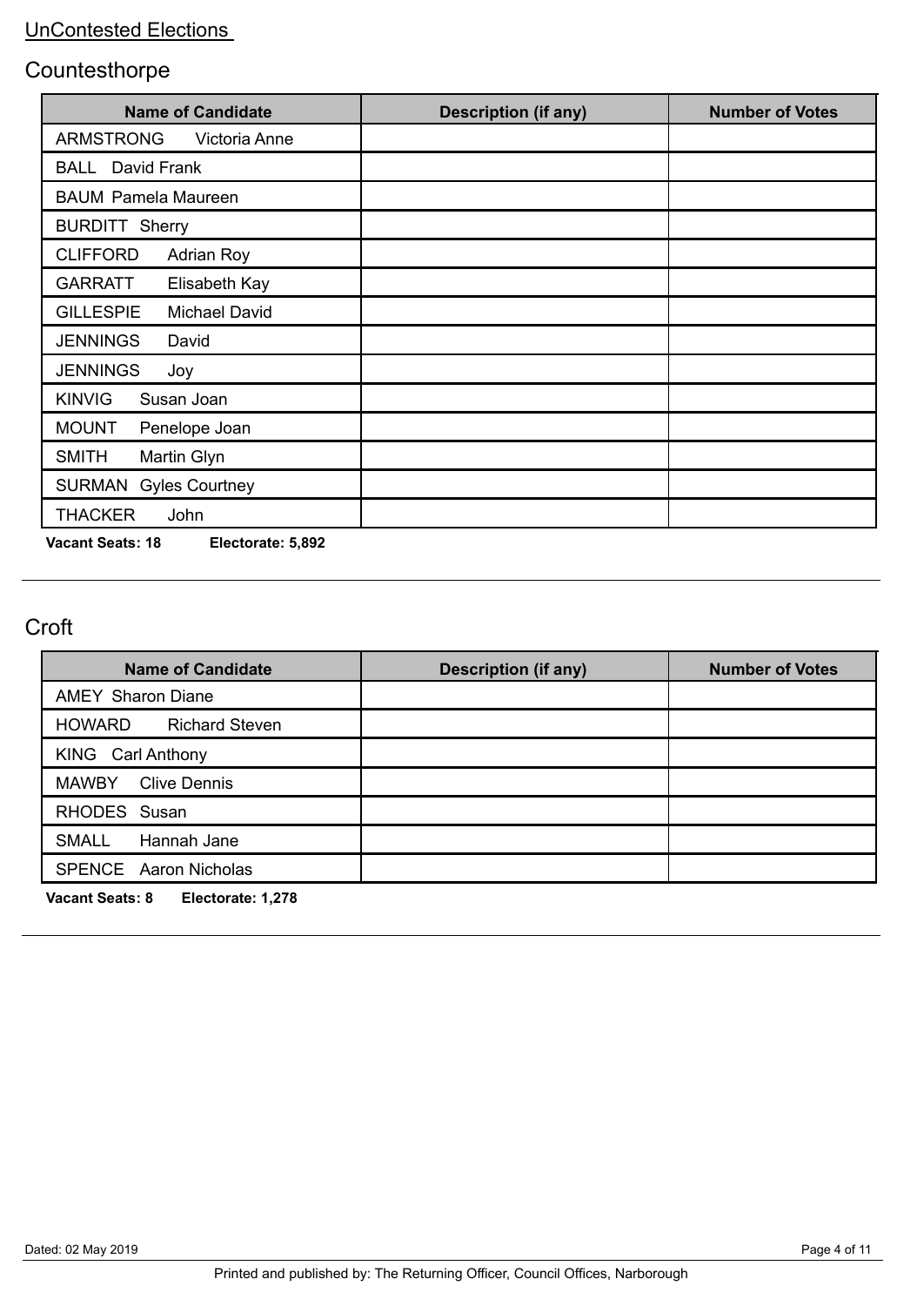UnContested Elections

## Countesthorpe

| Name of Candidate | Description (if any) | Number of Votes |
|---|---|---|
| ARMSTRONG Victoria Anne | | |
| BALL David Frank | | |
| BAUM Pamela Maureen | | |
| BURDITT Sherry | | |
| CLIFFORD Adrian Roy | | |
| GARRATT Elisabeth Kay | | |
| GILLESPIE Michael David | | |
| JENNINGS David | | |
| JENNINGS Joy | | |
| KINVIG Susan Joan | | |
| MOUNT Penelope Joan | | |
| SMITH Martin Glyn | | |
| SURMAN Gyles Courtney | | |
| THACKER John | | |

**Vacant Seats: 18** **Electorate: 5,892**

## Croft

| Name of Candidate | Description (if any) | Number of Votes |
|---|---|---|
| AMEY Sharon Diane | | |
| HOWARD Richard Steven | | |
| KING Carl Anthony | | |
| MAWBY Clive Dennis | | |
| RHODES Susan | | |
| SMALL Hannah Jane | | |
| SPENCE Aaron Nicholas | | |

**Vacant Seats: 8** **Electorate: 1,278**

Dated: 02 May 2019

Printed and published by: The Returning Officer, Council Offices, Narborough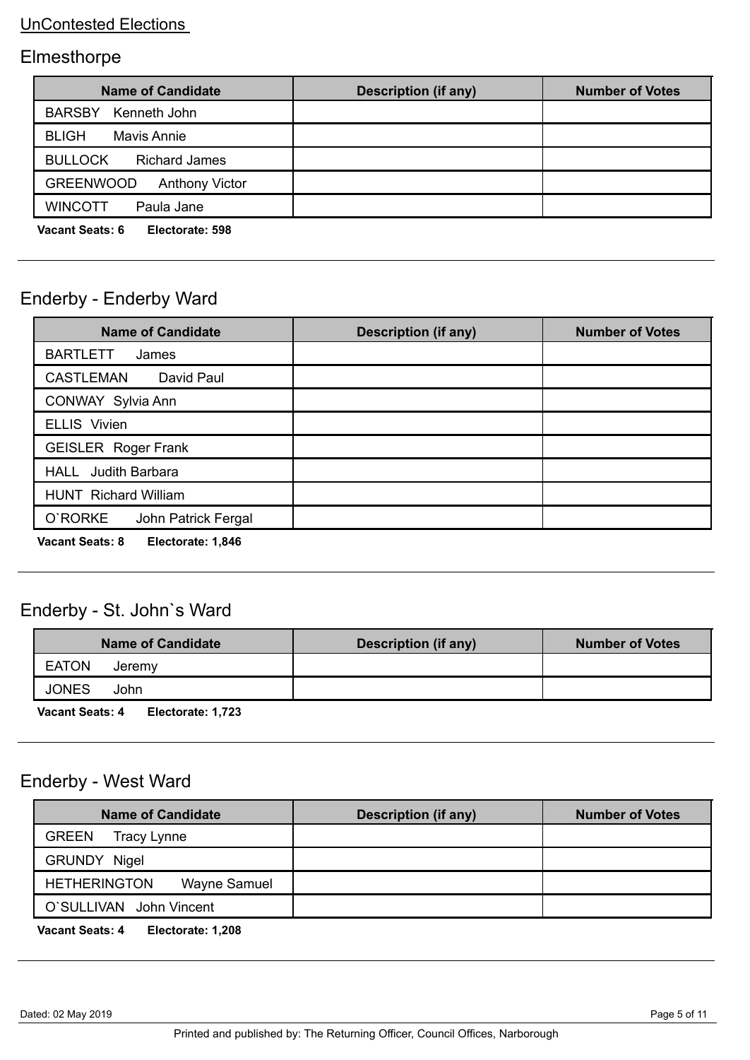UnContested Elections

## Elmesthorpe

| Name of Candidate | Description (if any) | Number of Votes |
|---|---|---|
| BARSBY Kenneth John | | |
| BLIGH Mavis Annie | | |
| BULLOCK Richard James | | |
| GREENWOOD Anthony Victor | | |
| WINCOTT Paula Jane | | |

**Vacant Seats: 6 Electorate: 598**

## Enderby - Enderby Ward

| Name of Candidate | Description (if any) | Number of Votes |
|---|---|---|
| BARTLETT James | | |
| CASTLEMAN David Paul | | |
| CONWAY Sylvia Ann | | |
| ELLIS Vivien | | |
| GEISLER Roger Frank | | |
| HALL Judith Barbara | | |
| HUNT Richard William | | |
| O`RORKE John Patrick Fergal | | |

**Vacant Seats: 8 Electorate: 1,846**

## Enderby - St. John`s Ward

| Name of Candidate | Description (if any) | Number of Votes |
|---|---|---|
| EATON Jeremy | | |
| JONES John | | |

**Vacant Seats: 4 Electorate: 1,723**

## Enderby - West Ward

| Name of Candidate | Description (if any) | Number of Votes |
|---|---|---|
| GREEN Tracy Lynne | | |
| GRUNDY Nigel | | |
| HETHERINGTON Wayne Samuel | | |
| O`SULLIVAN John Vincent | | |

**Vacant Seats: 4 Electorate: 1,208**

Dated: 02 May 2019

Printed and published by: The Returning Officer, Council Offices, Narborough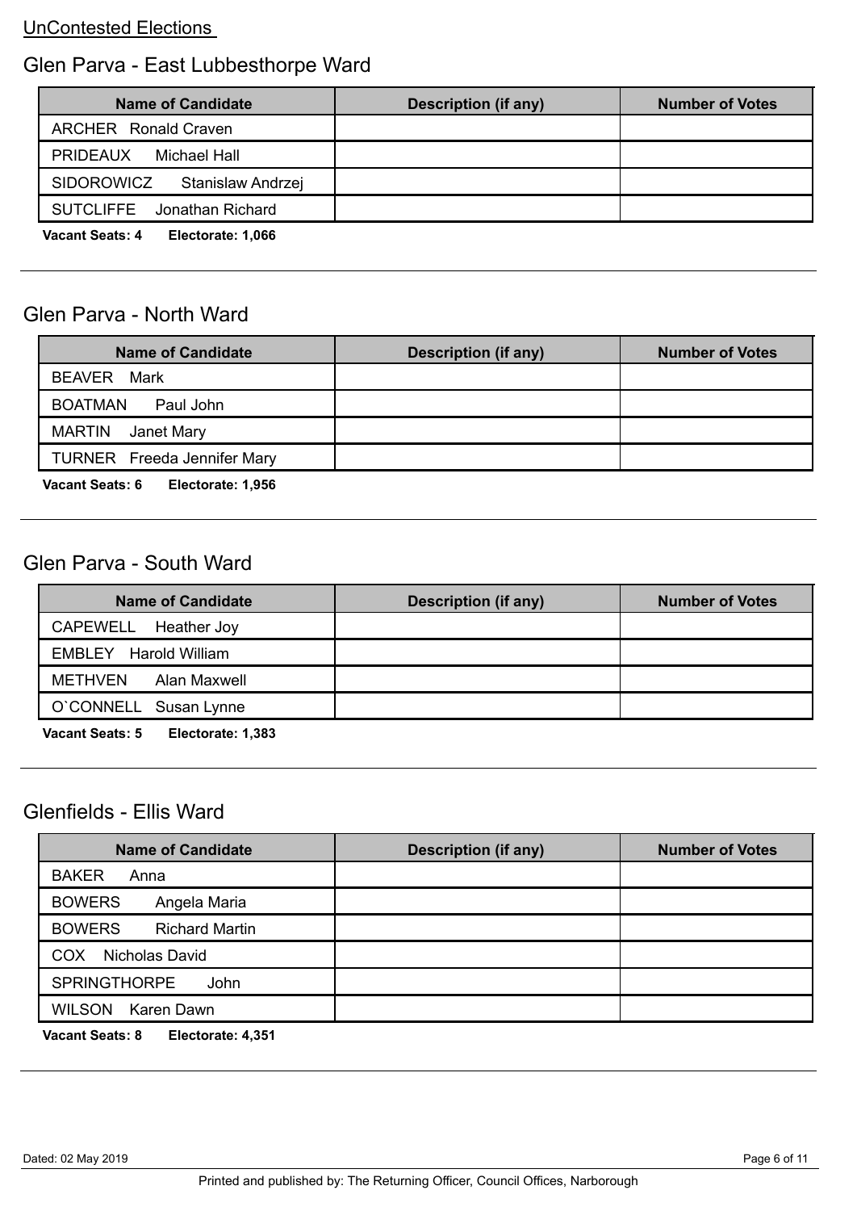UnContested Elections

## Glen Parva - East Lubbesthorpe Ward

| Name of Candidate | Description (if any) | Number of Votes |
|---|---|---|
| ARCHER Ronald Craven | | |
| PRIDEAUX Michael Hall | | |
| SIDOROWICZ Stanislaw Andrzej | | |
| SUTCLIFFE Jonathan Richard | | |

**Vacant Seats: 4** **Electorate: 1,066**

---

## Glen Parva - North Ward

| Name of Candidate | Description (if any) | Number of Votes |
|---|---|---|
| BEAVER Mark | | |
| BOATMAN Paul John | | |
| MARTIN Janet Mary | | |
| TURNER Freeda Jennifer Mary | | |

**Vacant Seats: 6** **Electorate: 1,956**

---

## Glen Parva - South Ward

| Name of Candidate | Description (if any) | Number of Votes |
|---|---|---|
| CAPEWELL Heather Joy | | |
| EMBLEY Harold William | | |
| METHVEN Alan Maxwell | | |
| O`CONNELL Susan Lynne | | |

**Vacant Seats: 5** **Electorate: 1,383**

---

## Glenfields - Ellis Ward

| Name of Candidate | Description (if any) | Number of Votes |
|---|---|---|
| BAKER Anna | | |
| BOWERS Angela Maria | | |
| BOWERS Richard Martin | | |
| COX Nicholas David | | |
| SPRINGTHORPE John | | |
| WILSON Karen Dawn | | |

**Vacant Seats: 8** **Electorate: 4,351**

---

Dated: 02 May 2019

Printed and published by: The Returning Officer, Council Offices, Narborough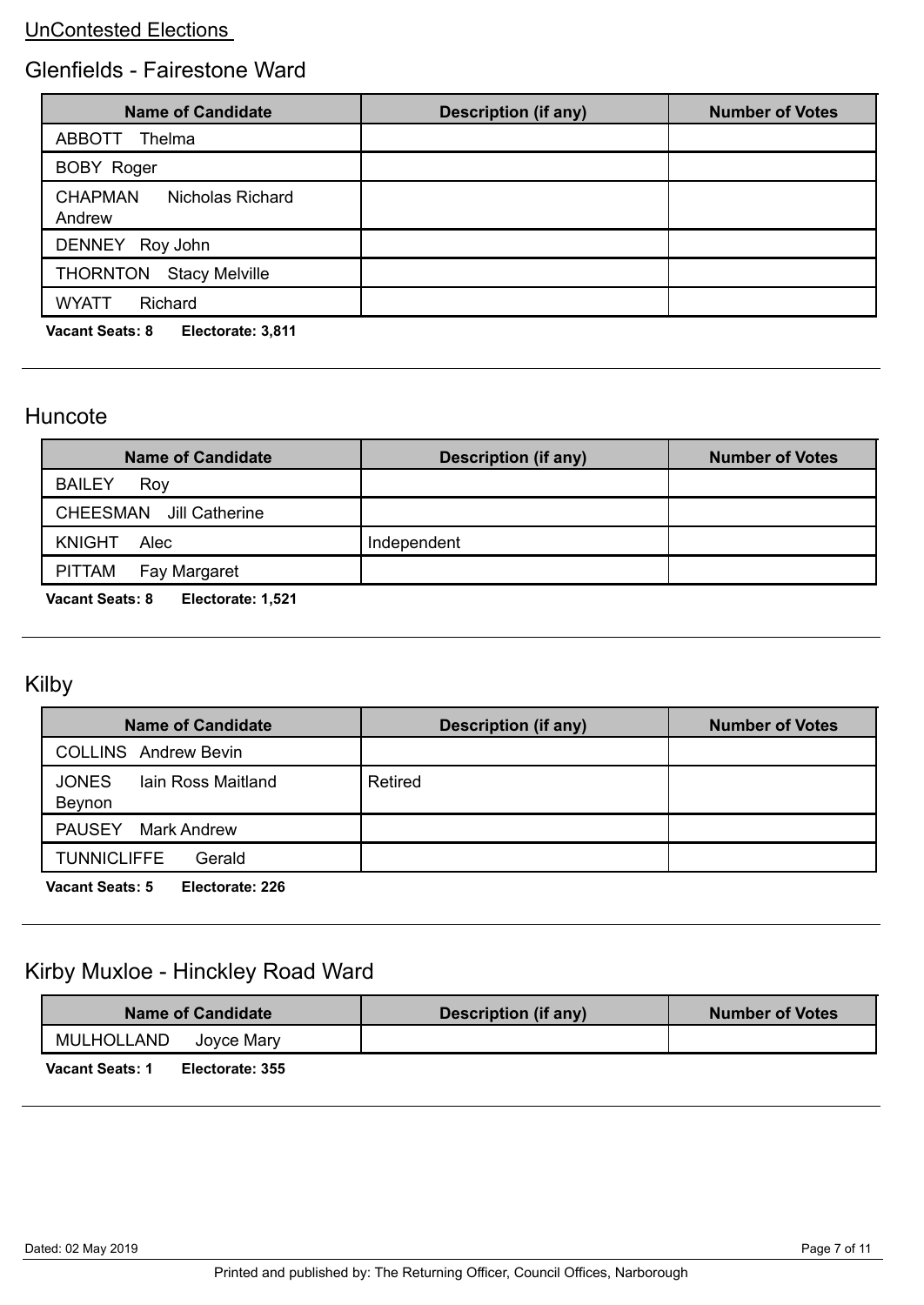UnContested Elections

## Glenfields - Fairestone Ward

| Name of Candidate | Description (if any) | Number of Votes |
| --- | --- | --- |
| ABBOTT Thelma | | |
| BOBY Roger | | |
| CHAPMAN Nicholas Richard Andrew | | |
| DENNEY Roy John | | |
| THORNTON Stacy Melville | | |
| WYATT Richard | | |

**Vacant Seats: 8 Electorate: 3,811**

---

## Huncote

| Name of Candidate | Description (if any) | Number of Votes |
| --- | --- | --- |
| BAILEY Roy | | |
| CHEESMAN Jill Catherine | | |
| KNIGHT Alec | Independent | |
| PITTAM Fay Margaret | | |

**Vacant Seats: 8 Electorate: 1,521**

---

## Kilby

| Name of Candidate | Description (if any) | Number of Votes |
| --- | --- | --- |
| COLLINS Andrew Bevin | | |
| JONES Iain Ross Maitland Beynon | Retired | |
| PAUSEY Mark Andrew | | |
| TUNNICLIFFE Gerald | | |

**Vacant Seats: 5 Electorate: 226**

---

## Kirby Muxloe - Hinckley Road Ward

| Name of Candidate | Description (if any) | Number of Votes |
| --- | --- | --- |
| MULHOLLAND Joyce Mary | | |

**Vacant Seats: 1 Electorate: 355**

---

Dated: 02 May 2019

Printed and published by: The Returning Officer, Council Offices, Narborough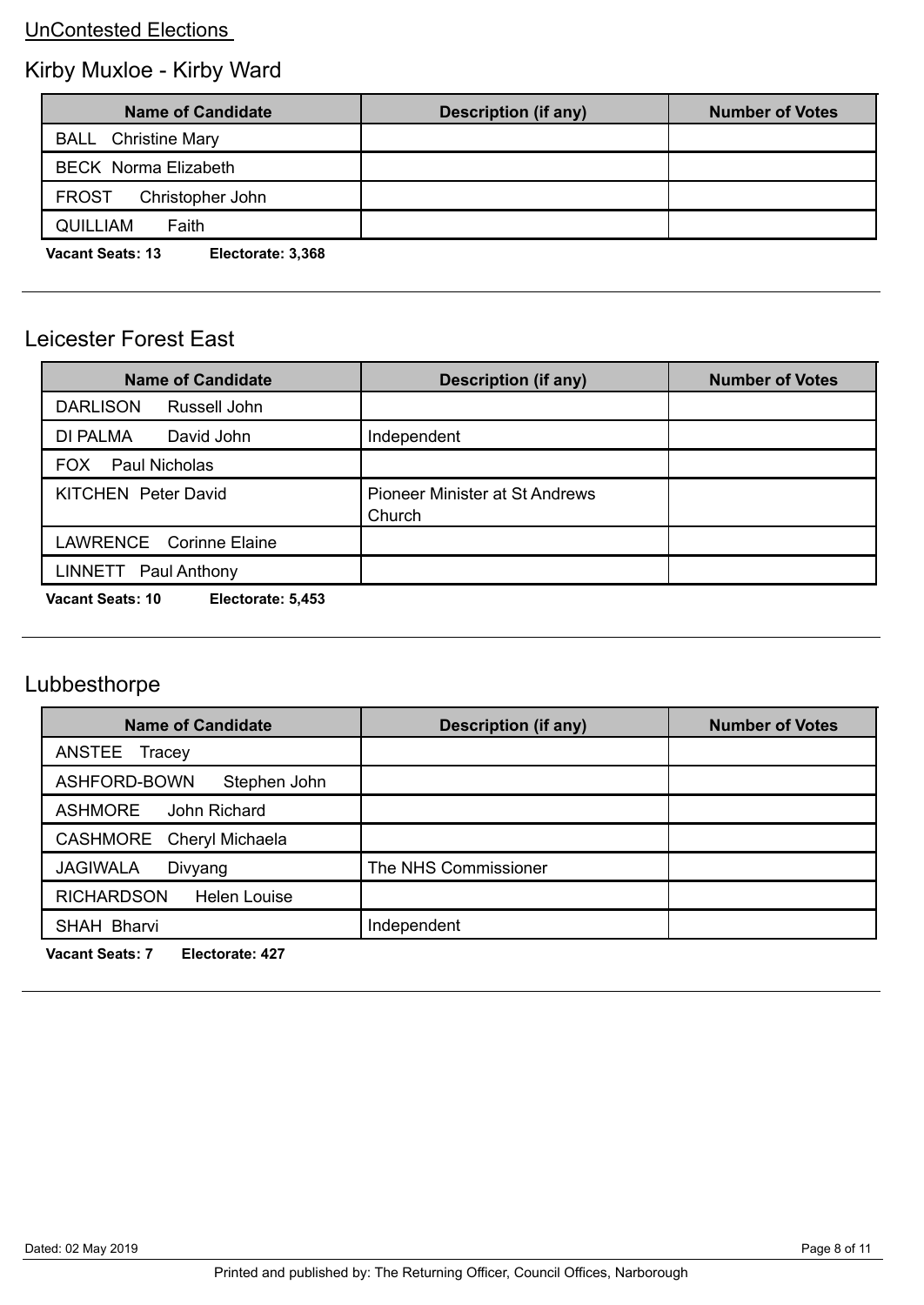UnContested Elections

## Kirby Muxloe - Kirby Ward

| Name of Candidate | Description (if any) | Number of Votes |
|---|---|---|
| BALL Christine Mary | | |
| BECK Norma Elizabeth | | |
| FROST Christopher John | | |
| QUILLIAM Faith | | |

**Vacant Seats: 13** **Electorate: 3,368**

## Leicester Forest East

| Name of Candidate | Description (if any) | Number of Votes |
|---|---|---|
| DARLISON Russell John | | |
| DI PALMA David John | Independent | |
| FOX Paul Nicholas | | |
| KITCHEN Peter David | Pioneer Minister at St Andrews Church | |
| LAWRENCE Corinne Elaine | | |
| LINNETT Paul Anthony | | |

**Vacant Seats: 10** **Electorate: 5,453**

## Lubbesthorpe

| Name of Candidate | Description (if any) | Number of Votes |
|---|---|---|
| ANSTEE Tracey | | |
| ASHFORD-BOWN Stephen John | | |
| ASHMORE John Richard | | |
| CASHMORE Cheryl Michaela | | |
| JAGIWALA Divyang | The NHS Commissioner | |
| RICHARDSON Helen Louise | | |
| SHAH Bharvi | Independent | |

**Vacant Seats: 7** **Electorate: 427**

Dated: 02 May 2019

Printed and published by: The Returning Officer, Council Offices, Narborough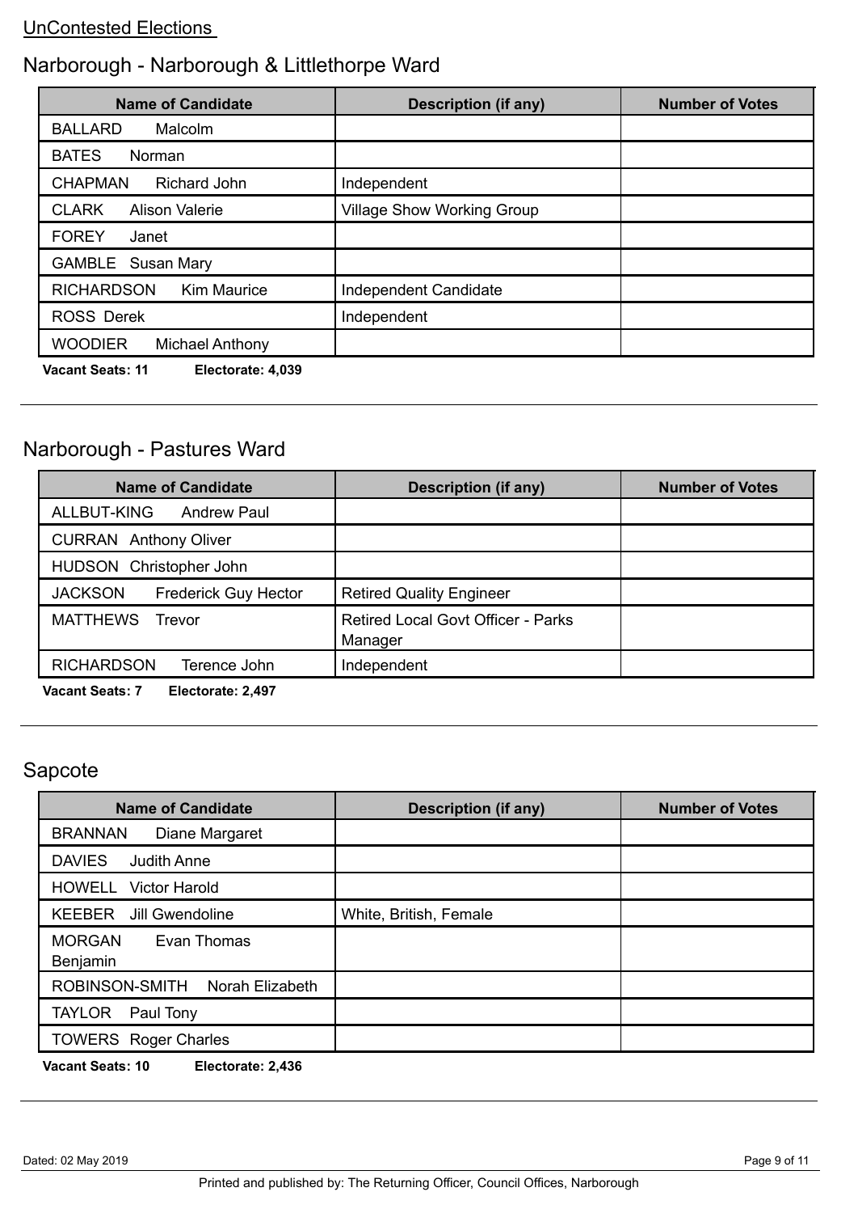UnContested Elections

## Narborough - Narborough & Littlethorpe Ward

| Name of Candidate | Description (if any) | Number of Votes |
| --- | --- | --- |
| BALLARD Malcolm | | |
| BATES Norman | | |
| CHAPMAN Richard John | Independent | |
| CLARK Alison Valerie | Village Show Working Group | |
| FOREY Janet | | |
| GAMBLE Susan Mary | | |
| RICHARDSON Kim Maurice | Independent Candidate | |
| ROSS Derek | Independent | |
| WOODIER Michael Anthony | | |

**Vacant Seats: 11** **Electorate: 4,039**

## Narborough - Pastures Ward

| Name of Candidate | Description (if any) | Number of Votes |
| --- | --- | --- |
| ALLBUT-KING Andrew Paul | | |
| CURRAN Anthony Oliver | | |
| HUDSON Christopher John | | |
| JACKSON Frederick Guy Hector | Retired Quality Engineer | |
| MATTHEWS Trevor | Retired Local Govt Officer - Parks Manager | |
| RICHARDSON Terence John | Independent | |

**Vacant Seats: 7** **Electorate: 2,497**

## Sapcote

| Name of Candidate | Description (if any) | Number of Votes |
| --- | --- | --- |
| BRANNAN Diane Margaret | | |
| DAVIES Judith Anne | | |
| HOWELL Victor Harold | | |
| KEEBER Jill Gwendoline | White, British, Female | |
| MORGAN Evan Thomas Benjamin | | |
| ROBINSON-SMITH Norah Elizabeth | | |
| TAYLOR Paul Tony | | |
| TOWERS Roger Charles | | |

**Vacant Seats: 10** **Electorate: 2,436**

Dated: 02 May 2019

Printed and published by: The Returning Officer, Council Offices, Narborough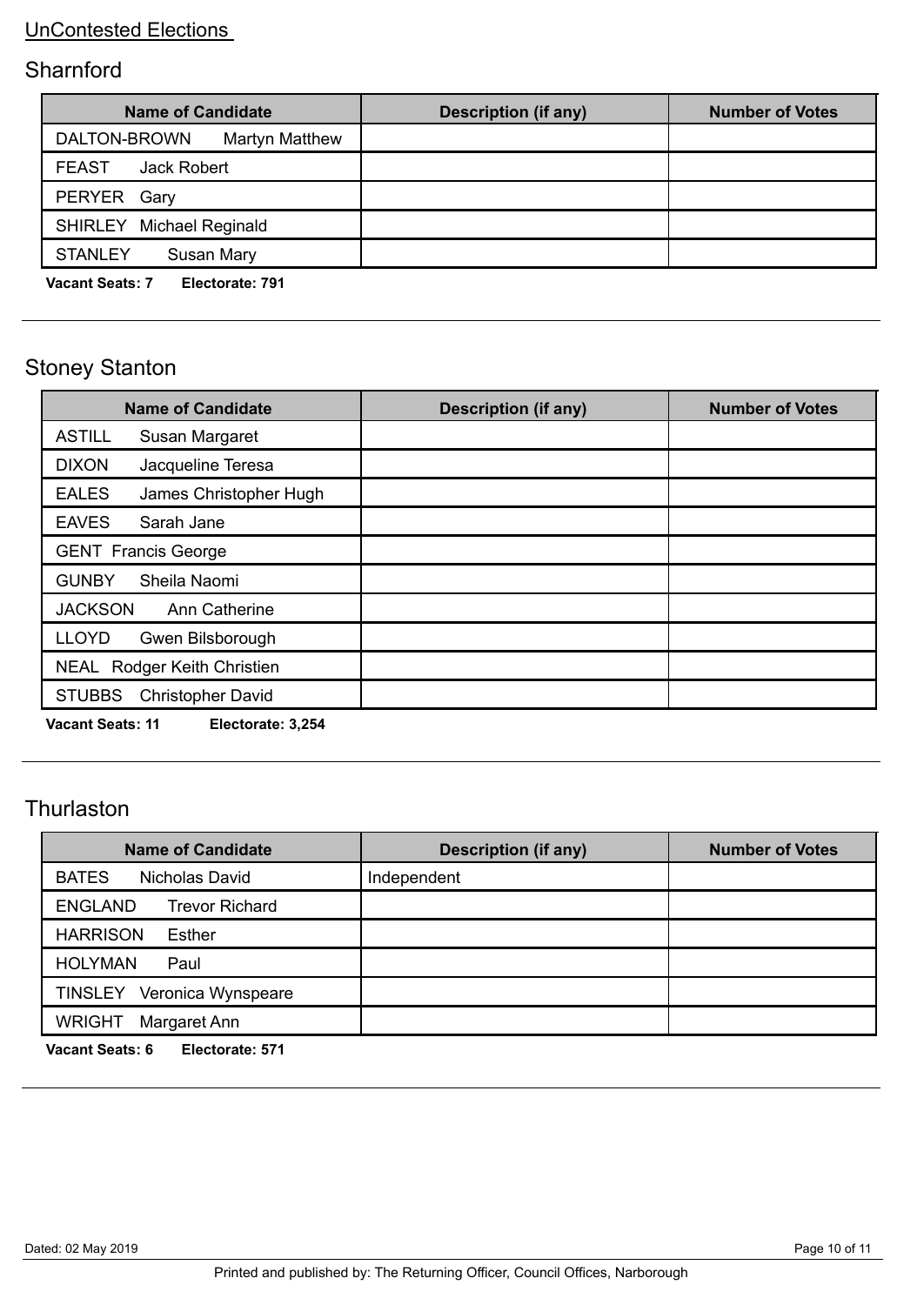UnContested Elections

## Sharnford

| Name of Candidate | Description (if any) | Number of Votes |
|---|---|---|
| DALTON-BROWN Martyn Matthew | | |
| FEAST Jack Robert | | |
| PERYER Gary | | |
| SHIRLEY Michael Reginald | | |
| STANLEY Susan Mary | | |

**Vacant Seats: 7** **Electorate: 791**

---

## Stoney Stanton

| Name of Candidate | Description (if any) | Number of Votes |
|---|---|---|
| ASTILL Susan Margaret | | |
| DIXON Jacqueline Teresa | | |
| EALES James Christopher Hugh | | |
| EAVES Sarah Jane | | |
| GENT Francis George | | |
| GUNBY Sheila Naomi | | |
| JACKSON Ann Catherine | | |
| LLOYD Gwen Bilsborough | | |
| NEAL Rodger Keith Christien | | |
| STUBBS Christopher David | | |

**Vacant Seats: 11** **Electorate: 3,254**

---

## Thurlaston

| Name of Candidate | Description (if any) | Number of Votes |
|---|---|---|
| BATES Nicholas David | Independent | |
| ENGLAND Trevor Richard | | |
| HARRISON Esther | | |
| HOLYMAN Paul | | |
| TINSLEY Veronica Wynspeare | | |
| WRIGHT Margaret Ann | | |

**Vacant Seats: 6** **Electorate: 571**

---

Dated: 02 May 2019

Printed and published by: The Returning Officer, Council Offices, Narborough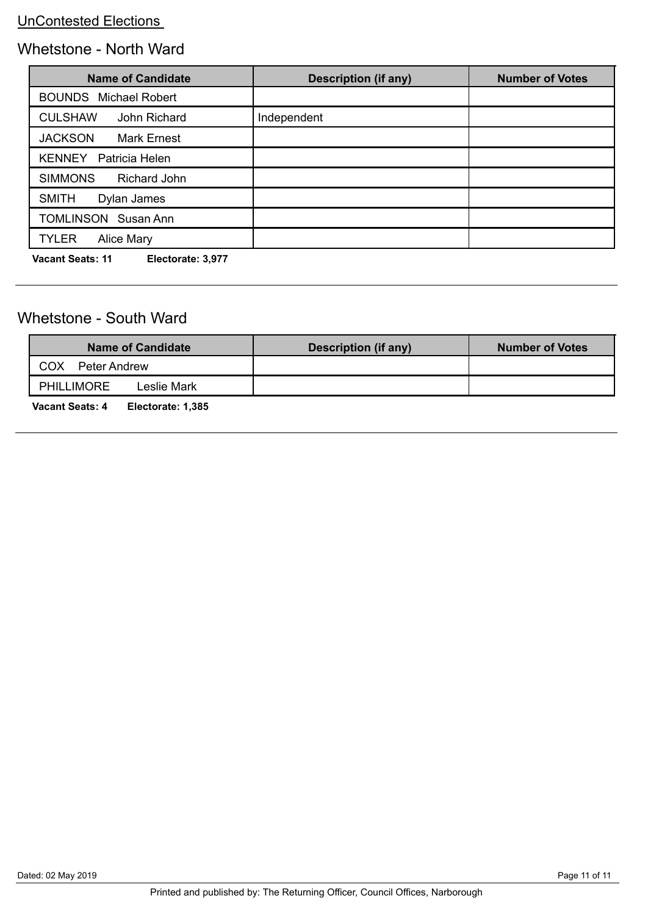UnContested Elections

## Whetstone - North Ward

| Name of Candidate | Description (if any) | Number of Votes |
| --- | --- | --- |
| BOUNDS Michael Robert | | |
| CULSHAW John Richard | Independent | |
| JACKSON Mark Ernest | | |
| KENNEY Patricia Helen | | |
| SIMMONS Richard John | | |
| SMITH Dylan James | | |
| TOMLINSON Susan Ann | | |
| TYLER Alice Mary | | |

**Vacant Seats: 11** **Electorate: 3,977**

## Whetstone - South Ward

| Name of Candidate | Description (if any) | Number of Votes |
| --- | --- | --- |
| COX Peter Andrew | | |
| PHILLIMORE Leslie Mark | | |

**Vacant Seats: 4** **Electorate: 1,385**

Dated: 02 May 2019

Printed and published by: The Returning Officer, Council Offices, Narborough